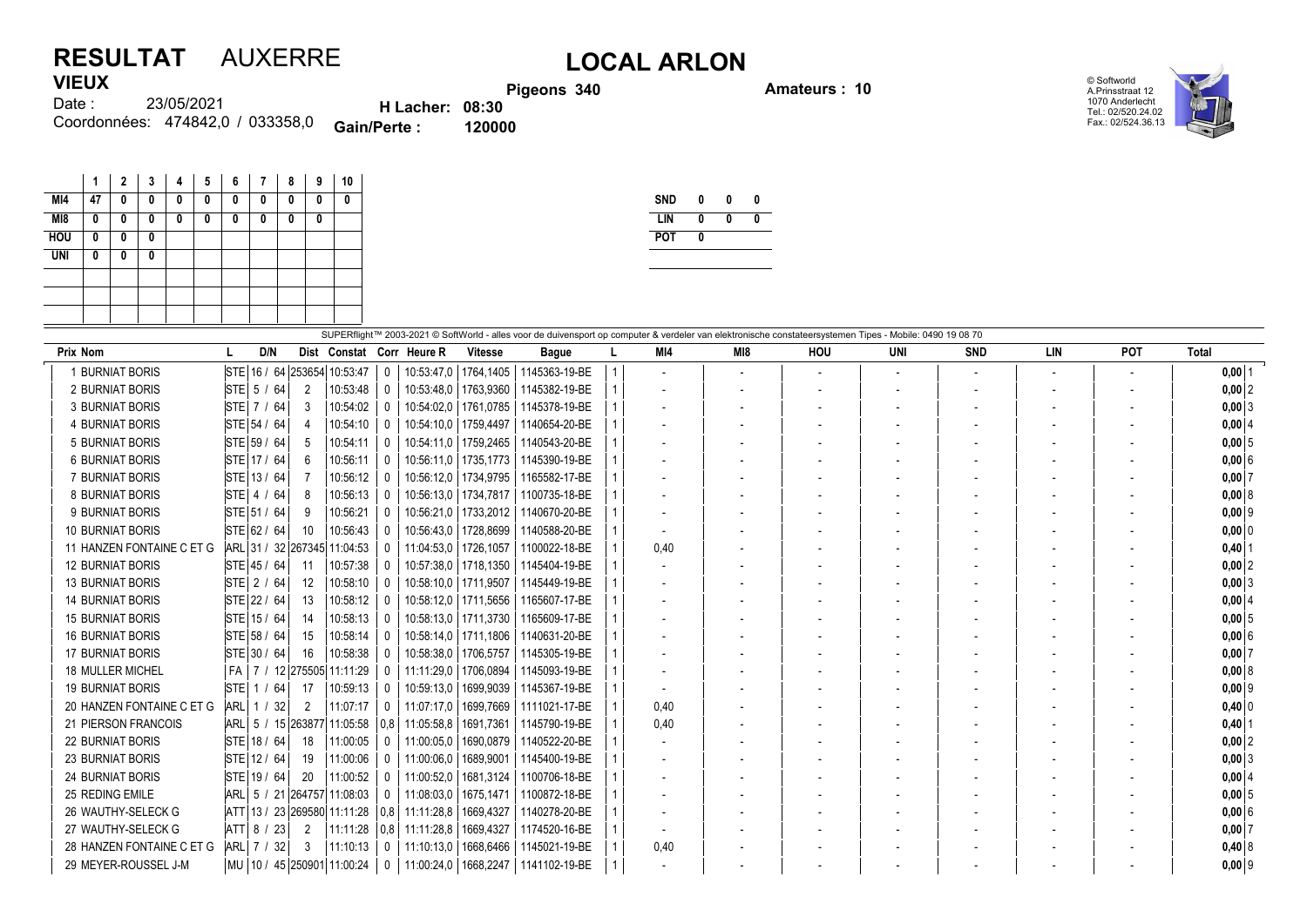# RESULTAT AUXERRE

## LOCAL ARLON

**VIEUX**

Date : 23/05/2021

Coordonnées: 474842,0 / 033358,0

**Pigeons 340**

**H Lacher: 08:30**

**Gain/Perte : 120000**

**Amateurs : 10**

© Softworld
A.Prinsstraat 12
1070 Anderlecht
Tel.: 02/520.24.02
Fax.: 02/524.36.13

| | 1 | 2 | 3 | 4 | 5 | 6 | 7 | 8 | 9 | 10 |
|---|---|---|---|---|---|---|---|---|---|---|
| MI4 | 47 | 0 | 0 | 0 | 0 | 0 | 0 | 0 | 0 | 0 |
| MI8 | 0 | 0 | 0 | 0 | 0 | 0 | 0 | 0 | 0 | |
| HOU | 0 | 0 | 0 | | | | | | | |
| UNI | 0 | 0 | 0 | | | | | | | |

| | | | |
|---|---|---|---|
| SND | 0 | 0 | 0 |
| LIN | 0 | 0 | 0 |
| POT | 0 | | |

SUPERflight™ 2003-2021 © SoftWorld - alles voor de duivensport op computer & verdeler van elektronische constateersystemen Tipes - Mobile: 0490 19 08 70

| Prix | Nom | L | D/N | Dist | Constat | Corr | Heure R | Vitesse | Bague | L | MI4 | MI8 | HOU | UNI | SND | LIN | POT | Total |
|---|---|---|---|---|---|---|---|---|---|---|---|---|---|---|---|---|---|---|
| 1 | BURNIAT BORIS | STE | 16 / 64 | 253654 | 10:53:47 | 0 | 10:53:47,0 | 1764,1405 | 1145363-19-BE | 1 | - | - | - | - | - | - | - | 0,00 1 |
| 2 | BURNIAT BORIS | STE | 5 / 64 | 2 | 10:53:48 | 0 | 10:53:48,0 | 1763,9360 | 1145382-19-BE | 1 | - | - | - | - | - | - | - | 0,00 2 |
| 3 | BURNIAT BORIS | STE | 7 / 64 | 3 | 10:54:02 | 0 | 10:54:02,0 | 1761,0785 | 1145378-19-BE | 1 | - | - | - | - | - | - | - | 0,00 3 |
| 4 | BURNIAT BORIS | STE | 54 / 64 | 4 | 10:54:10 | 0 | 10:54:10,0 | 1759,4497 | 1140654-20-BE | 1 | - | - | - | - | - | - | - | 0,00 4 |
| 5 | BURNIAT BORIS | STE | 59 / 64 | 5 | 10:54:11 | 0 | 10:54:11,0 | 1759,2465 | 1140543-20-BE | 1 | - | - | - | - | - | - | - | 0,00 5 |
| 6 | BURNIAT BORIS | STE | 17 / 64 | 6 | 10:56:11 | 0 | 10:56:11,0 | 1735,1773 | 1145390-19-BE | 1 | - | - | - | - | - | - | - | 0,00 6 |
| 7 | BURNIAT BORIS | STE | 13 / 64 | 7 | 10:56:12 | 0 | 10:56:12,0 | 1734,9795 | 1165582-17-BE | 1 | - | - | - | - | - | - | - | 0,00 7 |
| 8 | BURNIAT BORIS | STE | 4 / 64 | 8 | 10:56:13 | 0 | 10:56:13,0 | 1734,7817 | 1100735-18-BE | 1 | - | - | - | - | - | - | - | 0,00 8 |
| 9 | BURNIAT BORIS | STE | 51 / 64 | 9 | 10:56:21 | 0 | 10:56:21,0 | 1733,2012 | 1140670-20-BE | 1 | - | - | - | - | - | - | - | 0,00 9 |
| 10 | BURNIAT BORIS | STE | 62 / 64 | 10 | 10:56:43 | 0 | 10:56:43,0 | 1728,8699 | 1140588-20-BE | 1 | - | - | - | - | - | - | - | 0,00 0 |
| 11 | HANZEN FONTAINE C ET G | ARL | 31 / 32 | 267345 | 11:04:53 | 0 | 11:04:53,0 | 1726,1057 | 1100022-18-BE | 1 | 0,40 | - | - | - | - | - | - | 0,40 1 |
| 12 | BURNIAT BORIS | STE | 45 / 64 | 11 | 10:57:38 | 0 | 10:57:38,0 | 1718,1350 | 1145404-19-BE | 1 | - | - | - | - | - | - | - | 0,00 2 |
| 13 | BURNIAT BORIS | STE | 2 / 64 | 12 | 10:58:10 | 0 | 10:58:10,0 | 1711,9507 | 1145449-19-BE | 1 | - | - | - | - | - | - | - | 0,00 3 |
| 14 | BURNIAT BORIS | STE | 22 / 64 | 13 | 10:58:12 | 0 | 10:58:12,0 | 1711,5656 | 1165607-17-BE | 1 | - | - | - | - | - | - | - | 0,00 4 |
| 15 | BURNIAT BORIS | STE | 15 / 64 | 14 | 10:58:13 | 0 | 10:58:13,0 | 1711,3730 | 1165609-17-BE | 1 | - | - | - | - | - | - | - | 0,00 5 |
| 16 | BURNIAT BORIS | STE | 58 / 64 | 15 | 10:58:14 | 0 | 10:58:14,0 | 1711,1806 | 1140631-20-BE | 1 | - | - | - | - | - | - | - | 0,00 6 |
| 17 | BURNIAT BORIS | STE | 30 / 64 | 16 | 10:58:38 | 0 | 10:58:38,0 | 1706,5757 | 1145305-19-BE | 1 | - | - | - | - | - | - | - | 0,00 7 |
| 18 | MULLER MICHEL | FA | 7 / 12 | 275505 | 11:11:29 | 0 | 11:11:29,0 | 1706,0894 | 1145093-19-BE | 1 | - | - | - | - | - | - | - | 0,00 8 |
| 19 | BURNIAT BORIS | STE | 1 / 64 | 17 | 10:59:13 | 0 | 10:59:13,0 | 1699,9039 | 1145367-19-BE | 1 | - | - | - | - | - | - | - | 0,00 9 |
| 20 | HANZEN FONTAINE C ET G | ARL | 1 / 32 | 2 | 11:07:17 | 0 | 11:07:17,0 | 1699,7669 | 1111021-17-BE | 1 | 0,40 | - | - | - | - | - | - | 0,40 0 |
| 21 | PIERSON FRANCOIS | ARL | 5 / 15 | 263877 | 11:05:58 | 0,8 | 11:05:58,8 | 1691,7361 | 1145790-19-BE | 1 | 0,40 | - | - | - | - | - | - | 0,40 1 |
| 22 | BURNIAT BORIS | STE | 18 / 64 | 18 | 11:00:05 | 0 | 11:00:05,0 | 1690,0879 | 1140522-20-BE | 1 | - | - | - | - | - | - | - | 0,00 2 |
| 23 | BURNIAT BORIS | STE | 12 / 64 | 19 | 11:00:06 | 0 | 11:00:06,0 | 1689,9001 | 1145400-19-BE | 1 | - | - | - | - | - | - | - | 0,00 3 |
| 24 | BURNIAT BORIS | STE | 19 / 64 | 20 | 11:00:52 | 0 | 11:00:52,0 | 1681,3124 | 1100706-18-BE | 1 | - | - | - | - | - | - | - | 0,00 4 |
| 25 | REDING EMILE | ARL | 5 / 21 | 264757 | 11:08:03 | 0 | 11:08:03,0 | 1675,1471 | 1100872-18-BE | 1 | - | - | - | - | - | - | - | 0,00 5 |
| 26 | WAUTHY-SELECK G | ATT | 13 / 23 | 269580 | 11:11:28 | 0,8 | 11:11:28,8 | 1669,4327 | 1140278-20-BE | 1 | - | - | - | - | - | - | - | 0,00 6 |
| 27 | WAUTHY-SELECK G | ATT | 8 / 23 | 2 | 11:11:28 | 0,8 | 11:11:28,8 | 1669,4327 | 1174520-16-BE | 1 | - | - | - | - | - | - | - | 0,00 7 |
| 28 | HANZEN FONTAINE C ET G | ARL | 7 / 32 | 3 | 11:10:13 | 0 | 11:10:13,0 | 1668,6466 | 1145021-19-BE | 1 | 0,40 | - | - | - | - | - | - | 0,40 8 |
| 29 | MEYER-ROUSSEL J-M | MU | 10 / 45 | 250901 | 11:00:24 | 0 | 11:00:24,0 | 1668,2247 | 1141102-19-BE | 1 | - | - | - | - | - | - | - | 0,00 9 |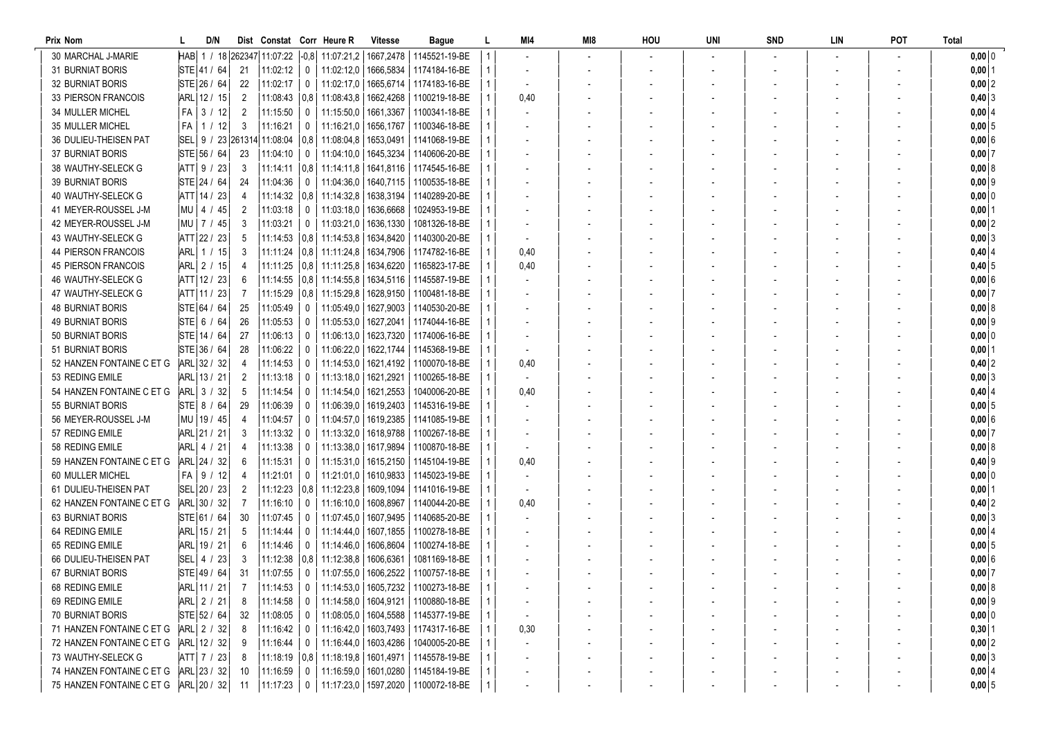| Prix | Nom | L | D/N | Dist | Constat | Corr | Heure R | Vitesse | Bague | L | MI4 | MI8 | HOU | UNI | SND | LIN | POT | Total | |
|---|---|---|---|---|---|---|---|---|---|---|---|---|---|---|---|---|---|---|---|
| 30 | MARCHAL J-MARIE | HAB | 1 / 18 | 262347 | 11:07:22 | -0,8 | 11:07:21,2 | 1667,2478 | 1145521-19-BE | 1 | - | - | - | - | - | - | - | 0,00 | 0 |
| 31 | BURNIAT BORIS | STE | 41 / 64 | 21 | 11:02:12 | 0 | 11:02:12,0 | 1666,5834 | 1174184-16-BE | 1 | - | - | - | - | - | - | - | 0,00 | 1 |
| 32 | BURNIAT BORIS | STE | 26 / 64 | 22 | 11:02:17 | 0 | 11:02:17,0 | 1665,6714 | 1174183-16-BE | 1 | - | - | - | - | - | - | - | 0,00 | 2 |
| 33 | PIERSON FRANCOIS | ARL | 12 / 15 | 2 | 11:08:43 | 0,8 | 11:08:43,8 | 1662,4268 | 1100219-18-BE | 1 | 0,40 | - | - | - | - | - | - | 0,40 | 3 |
| 34 | MULLER MICHEL | FA | 3 / 12 | 2 | 11:15:50 | 0 | 11:15:50,0 | 1661,3367 | 1100341-18-BE | 1 | - | - | - | - | - | - | - | 0,00 | 4 |
| 35 | MULLER MICHEL | FA | 1 / 12 | 3 | 11:16:21 | 0 | 11:16:21,0 | 1656,1767 | 1100346-18-BE | 1 | - | - | - | - | - | - | - | 0,00 | 5 |
| 36 | DULIEU-THEISEN PAT | SEL | 9 / 23 | 261314 | 11:08:04 | 0,8 | 11:08:04,8 | 1653,0491 | 1141068-19-BE | 1 | - | - | - | - | - | - | - | 0,00 | 6 |
| 37 | BURNIAT BORIS | STE | 56 / 64 | 23 | 11:04:10 | 0 | 11:04:10,0 | 1645,3234 | 1140606-20-BE | 1 | - | - | - | - | - | - | - | 0,00 | 7 |
| 38 | WAUTHY-SELECK G | ATT | 9 / 23 | 3 | 11:14:11 | 0,8 | 11:14:11,8 | 1641,8116 | 1174545-16-BE | 1 | - | - | - | - | - | - | - | 0,00 | 8 |
| 39 | BURNIAT BORIS | STE | 24 / 64 | 24 | 11:04:36 | 0 | 11:04:36,0 | 1640,7115 | 1100535-18-BE | 1 | - | - | - | - | - | - | - | 0,00 | 9 |
| 40 | WAUTHY-SELECK G | ATT | 14 / 23 | 4 | 11:14:32 | 0,8 | 11:14:32,8 | 1638,3194 | 1140289-20-BE | 1 | - | - | - | - | - | - | - | 0,00 | 0 |
| 41 | MEYER-ROUSSEL J-M | MU | 4 / 45 | 2 | 11:03:18 | 0 | 11:03:18,0 | 1636,6668 | 1024953-19-BE | 1 | - | - | - | - | - | - | - | 0,00 | 1 |
| 42 | MEYER-ROUSSEL J-M | MU | 7 / 45 | 3 | 11:03:21 | 0 | 11:03:21,0 | 1636,1330 | 1081326-18-BE | 1 | - | - | - | - | - | - | - | 0,00 | 2 |
| 43 | WAUTHY-SELECK G | ATT | 22 / 23 | 5 | 11:14:53 | 0,8 | 11:14:53,8 | 1634,8420 | 1140300-20-BE | 1 | - | - | - | - | - | - | - | 0,00 | 3 |
| 44 | PIERSON FRANCOIS | ARL | 1 / 15 | 3 | 11:11:24 | 0,8 | 11:11:24,8 | 1634,7906 | 1174782-16-BE | 1 | 0,40 | - | - | - | - | - | - | 0,40 | 4 |
| 45 | PIERSON FRANCOIS | ARL | 2 / 15 | 4 | 11:11:25 | 0,8 | 11:11:25,8 | 1634,6220 | 1165823-17-BE | 1 | 0,40 | - | - | - | - | - | - | 0,40 | 5 |
| 46 | WAUTHY-SELECK G | ATT | 12 / 23 | 6 | 11:14:55 | 0,8 | 11:14:55,8 | 1634,5116 | 1145587-19-BE | 1 | - | - | - | - | - | - | - | 0,00 | 6 |
| 47 | WAUTHY-SELECK G | ATT | 11 / 23 | 7 | 11:15:29 | 0,8 | 11:15:29,8 | 1628,9150 | 1100481-18-BE | 1 | - | - | - | - | - | - | - | 0,00 | 7 |
| 48 | BURNIAT BORIS | STE | 64 / 64 | 25 | 11:05:49 | 0 | 11:05:49,0 | 1627,9003 | 1140530-20-BE | 1 | - | - | - | - | - | - | - | 0,00 | 8 |
| 49 | BURNIAT BORIS | STE | 6 / 64 | 26 | 11:05:53 | 0 | 11:05:53,0 | 1627,2041 | 1174044-16-BE | 1 | - | - | - | - | - | - | - | 0,00 | 9 |
| 50 | BURNIAT BORIS | STE | 14 / 64 | 27 | 11:06:13 | 0 | 11:06:13,0 | 1623,7320 | 1174006-16-BE | 1 | - | - | - | - | - | - | - | 0,00 | 0 |
| 51 | BURNIAT BORIS | STE | 36 / 64 | 28 | 11:06:22 | 0 | 11:06:22,0 | 1622,1744 | 1145368-19-BE | 1 | - | - | - | - | - | - | - | 0,00 | 1 |
| 52 | HANZEN FONTAINE C ET G | ARL | 32 / 32 | 4 | 11:14:53 | 0 | 11:14:53,0 | 1621,4192 | 1100070-18-BE | 1 | 0,40 | - | - | - | - | - | - | 0,40 | 2 |
| 53 | REDING EMILE | ARL | 13 / 21 | 2 | 11:13:18 | 0 | 11:13:18,0 | 1621,2921 | 1100265-18-BE | 1 | - | - | - | - | - | - | - | 0,00 | 3 |
| 54 | HANZEN FONTAINE C ET G | ARL | 3 / 32 | 5 | 11:14:54 | 0 | 11:14:54,0 | 1621,2553 | 1040006-20-BE | 1 | 0,40 | - | - | - | - | - | - | 0,40 | 4 |
| 55 | BURNIAT BORIS | STE | 8 / 64 | 29 | 11:06:39 | 0 | 11:06:39,0 | 1619,2403 | 1145316-19-BE | 1 | - | - | - | - | - | - | - | 0,00 | 5 |
| 56 | MEYER-ROUSSEL J-M | MU | 19 / 45 | 4 | 11:04:57 | 0 | 11:04:57,0 | 1619,2385 | 1141085-19-BE | 1 | - | - | - | - | - | - | - | 0,00 | 6 |
| 57 | REDING EMILE | ARL | 21 / 21 | 3 | 11:13:32 | 0 | 11:13:32,0 | 1618,9788 | 1100267-18-BE | 1 | - | - | - | - | - | - | - | 0,00 | 7 |
| 58 | REDING EMILE | ARL | 4 / 21 | 4 | 11:13:38 | 0 | 11:13:38,0 | 1617,9894 | 1100870-18-BE | 1 | - | - | - | - | - | - | - | 0,00 | 8 |
| 59 | HANZEN FONTAINE C ET G | ARL | 24 / 32 | 6 | 11:15:31 | 0 | 11:15:31,0 | 1615,2150 | 1145104-19-BE | 1 | 0,40 | - | - | - | - | - | - | 0,40 | 9 |
| 60 | MULLER MICHEL | FA | 9 / 12 | 4 | 11:21:01 | 0 | 11:21:01,0 | 1610,9833 | 1145023-19-BE | 1 | - | - | - | - | - | - | - | 0,00 | 0 |
| 61 | DULIEU-THEISEN PAT | SEL | 20 / 23 | 2 | 11:12:23 | 0,8 | 11:12:23,8 | 1609,1094 | 1141016-19-BE | 1 | - | - | - | - | - | - | - | 0,00 | 1 |
| 62 | HANZEN FONTAINE C ET G | ARL | 30 / 32 | 7 | 11:16:10 | 0 | 11:16:10,0 | 1608,8967 | 1140044-20-BE | 1 | 0,40 | - | - | - | - | - | - | 0,40 | 2 |
| 63 | BURNIAT BORIS | STE | 61 / 64 | 30 | 11:07:45 | 0 | 11:07:45,0 | 1607,9495 | 1140685-20-BE | 1 | - | - | - | - | - | - | - | 0,00 | 3 |
| 64 | REDING EMILE | ARL | 15 / 21 | 5 | 11:14:44 | 0 | 11:14:44,0 | 1607,1855 | 1100278-18-BE | 1 | - | - | - | - | - | - | - | 0,00 | 4 |
| 65 | REDING EMILE | ARL | 19 / 21 | 6 | 11:14:46 | 0 | 11:14:46,0 | 1606,8604 | 1100274-18-BE | 1 | - | - | - | - | - | - | - | 0,00 | 5 |
| 66 | DULIEU-THEISEN PAT | SEL | 4 / 23 | 3 | 11:12:38 | 0,8 | 11:12:38,8 | 1606,6361 | 1081169-18-BE | 1 | - | - | - | - | - | - | - | 0,00 | 6 |
| 67 | BURNIAT BORIS | STE | 49 / 64 | 31 | 11:07:55 | 0 | 11:07:55,0 | 1606,2522 | 1100757-18-BE | 1 | - | - | - | - | - | - | - | 0,00 | 7 |
| 68 | REDING EMILE | ARL | 11 / 21 | 7 | 11:14:53 | 0 | 11:14:53,0 | 1605,7232 | 1100273-18-BE | 1 | - | - | - | - | - | - | - | 0,00 | 8 |
| 69 | REDING EMILE | ARL | 2 / 21 | 8 | 11:14:58 | 0 | 11:14:58,0 | 1604,9121 | 1100880-18-BE | 1 | - | - | - | - | - | - | - | 0,00 | 9 |
| 70 | BURNIAT BORIS | STE | 52 / 64 | 32 | 11:08:05 | 0 | 11:08:05,0 | 1604,5588 | 1145377-19-BE | 1 | - | - | - | - | - | - | - | 0,00 | 0 |
| 71 | HANZEN FONTAINE C ET G | ARL | 2 / 32 | 8 | 11:16:42 | 0 | 11:16:42,0 | 1603,7493 | 1174317-16-BE | 1 | 0,30 | - | - | - | - | - | - | 0,30 | 1 |
| 72 | HANZEN FONTAINE C ET G | ARL | 12 / 32 | 9 | 11:16:44 | 0 | 11:16:44,0 | 1603,4286 | 1040005-20-BE | 1 | - | - | - | - | - | - | - | 0,00 | 2 |
| 73 | WAUTHY-SELECK G | ATT | 7 / 23 | 8 | 11:18:19 | 0,8 | 11:18:19,8 | 1601,4971 | 1145578-19-BE | 1 | - | - | - | - | - | - | - | 0,00 | 3 |
| 74 | HANZEN FONTAINE C ET G | ARL | 23 / 32 | 10 | 11:16:59 | 0 | 11:16:59,0 | 1601,0280 | 1145184-19-BE | 1 | - | - | - | - | - | - | - | 0,00 | 4 |
| 75 | HANZEN FONTAINE C ET G | ARL | 20 / 32 | 11 | 11:17:23 | 0 | 11:17:23,0 | 1597,2020 | 1100072-18-BE | 1 | - | - | - | - | - | - | - | 0,00 | 5 |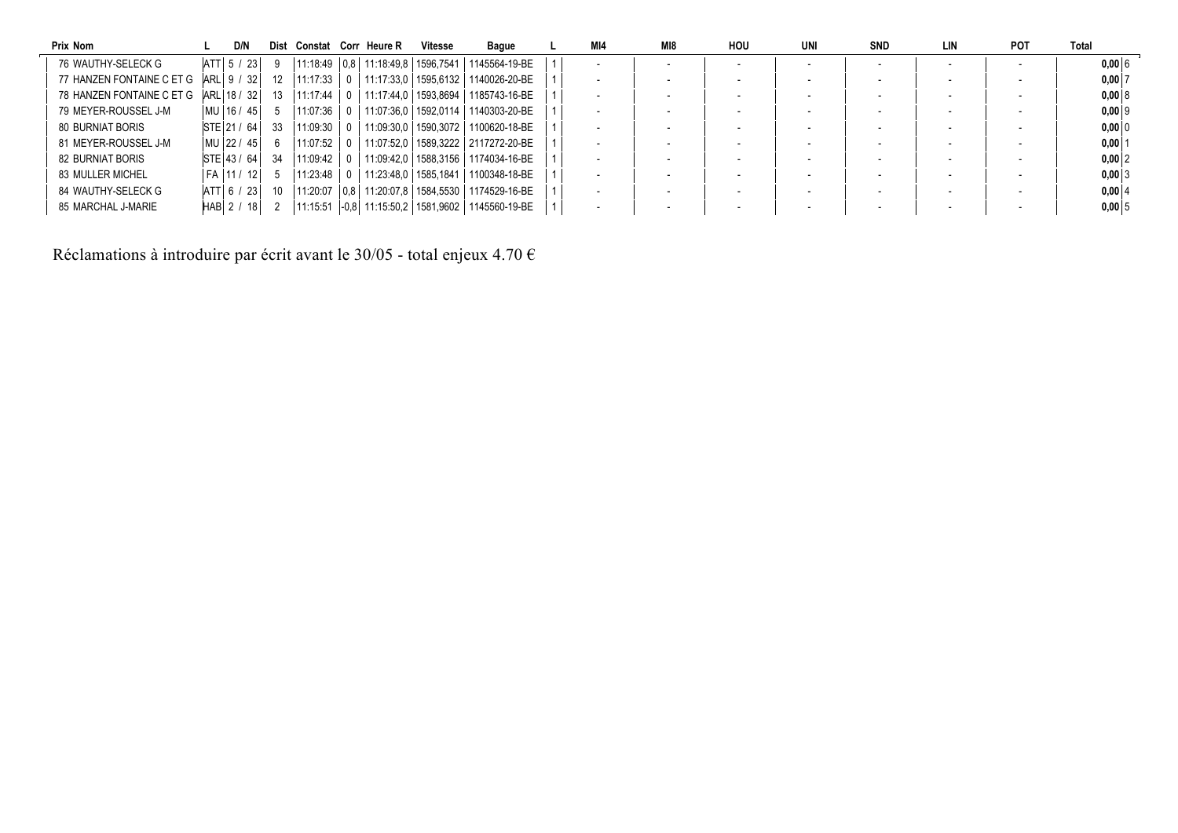| Prix | Nom | L | D/N | Dist | Constat | Corr | Heure R | Vitesse | Bague | L | MI4 | MI8 | HOU | UNI | SND | LIN | POT | Total | |
|---|---|---|---|---|---|---|---|---|---|---|---|---|---|---|---|---|---|---|---|
| 76 | WAUTHY-SELECK G | ATT | 5 / 23 | 9 | 11:18:49 | 0,8 | 11:18:49,8 | 1596,7541 | 1145564-19-BE | 1 | - | - | - | - | - | - | - | 0,00 | 6 |
| 77 | HANZEN FONTAINE C ET G | ARL | 9 / 32 | 12 | 11:17:33 | 0 | 11:17:33,0 | 1595,6132 | 1140026-20-BE | 1 | - | - | - | - | - | - | - | 0,00 | 7 |
| 78 | HANZEN FONTAINE C ET G | ARL | 18 / 32 | 13 | 11:17:44 | 0 | 11:17:44,0 | 1593,8694 | 1185743-16-BE | 1 | - | - | - | - | - | - | - | 0,00 | 8 |
| 79 | MEYER-ROUSSEL J-M | MU | 16 / 45 | 5 | 11:07:36 | 0 | 11:07:36,0 | 1592,0114 | 1140303-20-BE | 1 | - | - | - | - | - | - | - | 0,00 | 9 |
| 80 | BURNIAT BORIS | STE | 21 / 64 | 33 | 11:09:30 | 0 | 11:09:30,0 | 1590,3072 | 1100620-18-BE | 1 | - | - | - | - | - | - | - | 0,00 | 0 |
| 81 | MEYER-ROUSSEL J-M | MU | 22 / 45 | 6 | 11:07:52 | 0 | 11:07:52,0 | 1589,3222 | 2117272-20-BE | 1 | - | - | - | - | - | - | - | 0,00 | 1 |
| 82 | BURNIAT BORIS | STE | 43 / 64 | 34 | 11:09:42 | 0 | 11:09:42,0 | 1588,3156 | 1174034-16-BE | 1 | - | - | - | - | - | - | - | 0,00 | 2 |
| 83 | MULLER MICHEL | FA | 11 / 12 | 5 | 11:23:48 | 0 | 11:23:48,0 | 1585,1841 | 1100348-18-BE | 1 | - | - | - | - | - | - | - | 0,00 | 3 |
| 84 | WAUTHY-SELECK G | ATT | 6 / 23 | 10 | 11:20:07 | 0,8 | 11:20:07,8 | 1584,5530 | 1174529-16-BE | 1 | - | - | - | - | - | - | - | 0,00 | 4 |
| 85 | MARCHAL J-MARIE | HAB | 2 / 18 | 2 | 11:15:51 | -0,8 | 11:15:50,2 | 1581,9602 | 1145560-19-BE | 1 | - | - | - | - | - | - | - | 0,00 | 5 |

Réclamations à introduire par écrit avant le 30/05 - total enjeux 4.70 €